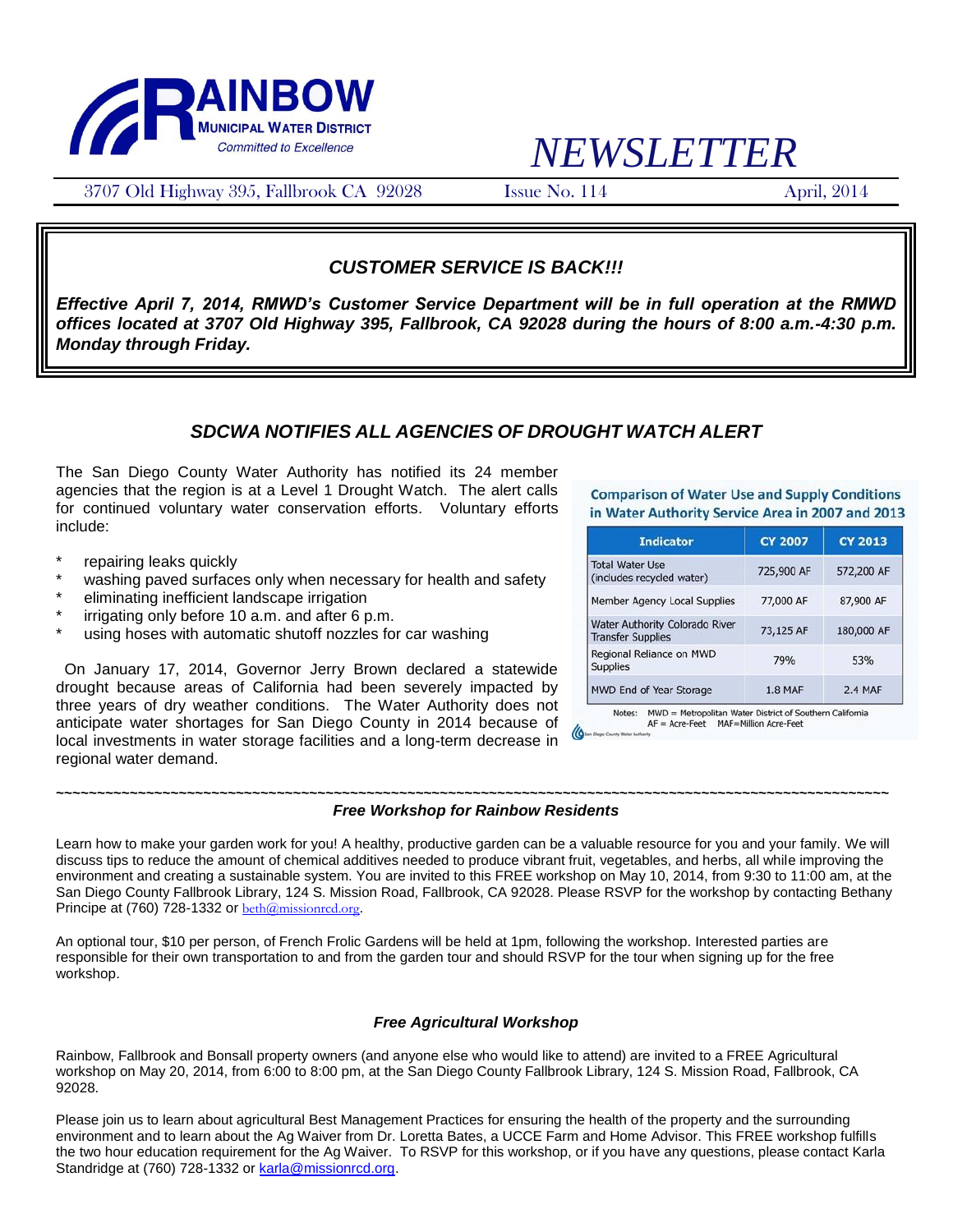# RAINBOW MUNICIPAL WATER DISTRICT

*Committed to Excellence*

# *NEWSLETTER*

3707 Old Highway 395, Fallbrook CA 92028 Issue No. 114 April, 2014

## *CUSTOMER SERVICE IS BACK!!!*

***Effective April 7, 2014, RMWD's Customer Service Department will be in full operation at the RMWD offices located at 3707 Old Highway 395, Fallbrook, CA 92028 during the hours of 8:00 a.m.-4:30 p.m. Monday through Friday.***

## *SDCWA NOTIFIES ALL AGENCIES OF DROUGHT WATCH ALERT*

The San Diego County Water Authority has notified its 24 member agencies that the region is at a Level 1 Drought Watch. The alert calls for continued voluntary water conservation efforts. Voluntary efforts include:

* repairing leaks quickly
* washing paved surfaces only when necessary for health and safety
* eliminating inefficient landscape irrigation
* irrigating only before 10 a.m. and after 6 p.m.
* using hoses with automatic shutoff nozzles for car washing

On January 17, 2014, Governor Jerry Brown declared a statewide drought because areas of California had been severely impacted by three years of dry weather conditions. The Water Authority does not anticipate water shortages for San Diego County in 2014 because of local investments in water storage facilities and a long-term decrease in regional water demand.

**Comparison of Water Use and Supply Conditions in Water Authority Service Area in 2007 and 2013**

| Indicator | CY 2007 | CY 2013 |
|---|---|---|
| Total Water Use (includes recycled water) | 725,900 AF | 572,200 AF |
| Member Agency Local Supplies | 77,000 AF | 87,900 AF |
| Water Authority Colorado River Transfer Supplies | 73,125 AF | 180,000 AF |
| Regional Reliance on MWD Supplies | 79% | 53% |
| MWD End of Year Storage | 1.8 MAF | 2.4 MAF |

Notes: MWD = Metropolitan Water District of Southern California
AF = Acre-Feet MAF=Million Acre-Feet

San Diego County Water Authority

~~~~~~~~~~~~~~~~~~~~~~~~~~~~~~~~~~~~~~~~~~~~~~~~~~~~~~~~~~~~~~~~~~~~~~~~~~~~~~~~~~~~~~~~~~~~~~~~~~~~~~~~~~~~

### *Free Workshop for Rainbow Residents*

Learn how to make your garden work for you! A healthy, productive garden can be a valuable resource for you and your family. We will discuss tips to reduce the amount of chemical additives needed to produce vibrant fruit, vegetables, and herbs, all while improving the environment and creating a sustainable system. You are invited to this FREE workshop on May 10, 2014, from 9:30 to 11:00 am, at the San Diego County Fallbrook Library, 124 S. Mission Road, Fallbrook, CA 92028. Please RSVP for the workshop by contacting Bethany Principe at (760) 728-1332 or beth@missionrcd.org.

An optional tour, $10 per person, of French Frolic Gardens will be held at 1pm, following the workshop. Interested parties are responsible for their own transportation to and from the garden tour and should RSVP for the tour when signing up for the free workshop.

### *Free Agricultural Workshop*

Rainbow, Fallbrook and Bonsall property owners (and anyone else who would like to attend) are invited to a FREE Agricultural workshop on May 20, 2014, from 6:00 to 8:00 pm, at the San Diego County Fallbrook Library, 124 S. Mission Road, Fallbrook, CA 92028.

Please join us to learn about agricultural Best Management Practices for ensuring the health of the property and the surrounding environment and to learn about the Ag Waiver from Dr. Loretta Bates, a UCCE Farm and Home Advisor. This FREE workshop fulfills the two hour education requirement for the Ag Waiver. To RSVP for this workshop, or if you have any questions, please contact Karla Standridge at (760) 728-1332 or karla@missionrcd.org.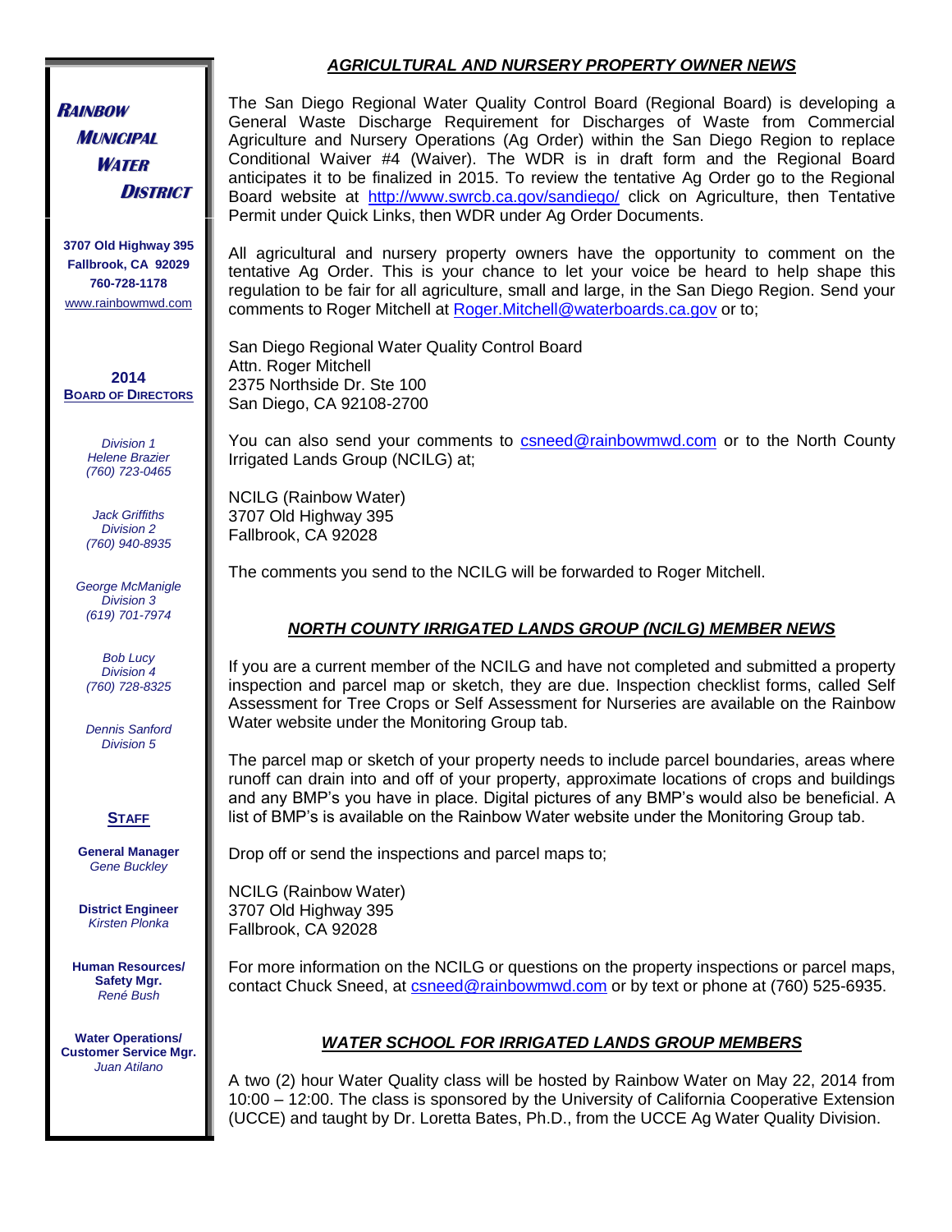**RAINBOW MUNICIPAL WATER DISTRICT**

**3707 Old Highway 395**
**Fallbrook, CA 92029**
**760-728-1178**
www.rainbowmwd.com

**2014**
**BOARD OF DIRECTORS**

*Division 1*
*Helene Brazier*
*(760) 723-0465*

*Jack Griffiths*
*Division 2*
*(760) 940-8935*

*George McManigle*
*Division 3*
*(619) 701-7974*

*Bob Lucy*
*Division 4*
*(760) 728-8325*

*Dennis Sanford*
*Division 5*

**STAFF**

**General Manager**
*Gene Buckley*

**District Engineer**
*Kirsten Plonka*

**Human Resources/ Safety Mgr.**
*René Bush*

**Water Operations/ Customer Service Mgr.**
*Juan Atilano*

## *AGRICULTURAL AND NURSERY PROPERTY OWNER NEWS*

The San Diego Regional Water Quality Control Board (Regional Board) is developing a General Waste Discharge Requirement for Discharges of Waste from Commercial Agriculture and Nursery Operations (Ag Order) within the San Diego Region to replace Conditional Waiver #4 (Waiver). The WDR is in draft form and the Regional Board anticipates it to be finalized in 2015. To review the tentative Ag Order go to the Regional Board website at http://www.swrcb.ca.gov/sandiego/ click on Agriculture, then Tentative Permit under Quick Links, then WDR under Ag Order Documents.

All agricultural and nursery property owners have the opportunity to comment on the tentative Ag Order. This is your chance to let your voice be heard to help shape this regulation to be fair for all agriculture, small and large, in the San Diego Region. Send your comments to Roger Mitchell at Roger.Mitchell@waterboards.ca.gov or to;

San Diego Regional Water Quality Control Board
Attn. Roger Mitchell
2375 Northside Dr. Ste 100
San Diego, CA 92108-2700

You can also send your comments to csneed@rainbowmwd.com or to the North County Irrigated Lands Group (NCILG) at;

NCILG (Rainbow Water)
3707 Old Highway 395
Fallbrook, CA 92028

The comments you send to the NCILG will be forwarded to Roger Mitchell.

## *NORTH COUNTY IRRIGATED LANDS GROUP (NCILG) MEMBER NEWS*

If you are a current member of the NCILG and have not completed and submitted a property inspection and parcel map or sketch, they are due. Inspection checklist forms, called Self Assessment for Tree Crops or Self Assessment for Nurseries are available on the Rainbow Water website under the Monitoring Group tab.

The parcel map or sketch of your property needs to include parcel boundaries, areas where runoff can drain into and off of your property, approximate locations of crops and buildings and any BMP's you have in place. Digital pictures of any BMP's would also be beneficial. A list of BMP's is available on the Rainbow Water website under the Monitoring Group tab.

Drop off or send the inspections and parcel maps to;

NCILG (Rainbow Water)
3707 Old Highway 395
Fallbrook, CA 92028

For more information on the NCILG or questions on the property inspections or parcel maps, contact Chuck Sneed, at csneed@rainbowmwd.com or by text or phone at (760) 525-6935.

## *WATER SCHOOL FOR IRRIGATED LANDS GROUP MEMBERS*

A two (2) hour Water Quality class will be hosted by Rainbow Water on May 22, 2014 from 10:00 – 12:00. The class is sponsored by the University of California Cooperative Extension (UCCE) and taught by Dr. Loretta Bates, Ph.D., from the UCCE Ag Water Quality Division.